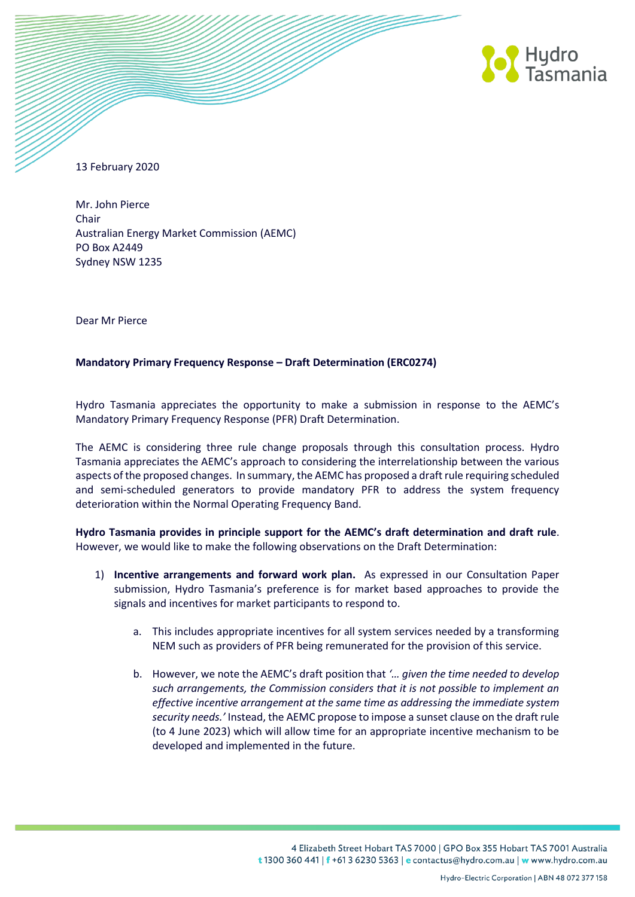13 February 2020

Mr. John Pierce
Chair
Australian Energy Market Commission (AEMC)
PO Box A2449
Sydney NSW 1235

Dear Mr Pierce

**Mandatory Primary Frequency Response – Draft Determination (ERC0274)**

Hydro Tasmania appreciates the opportunity to make a submission in response to the AEMC's Mandatory Primary Frequency Response (PFR) Draft Determination.

The AEMC is considering three rule change proposals through this consultation process. Hydro Tasmania appreciates the AEMC's approach to considering the interrelationship between the various aspects of the proposed changes. In summary, the AEMC has proposed a draft rule requiring scheduled and semi-scheduled generators to provide mandatory PFR to address the system frequency deterioration within the Normal Operating Frequency Band.

**Hydro Tasmania provides in principle support for the AEMC's draft determination and draft rule**. However, we would like to make the following observations on the Draft Determination:

1) **Incentive arrangements and forward work plan.** As expressed in our Consultation Paper submission, Hydro Tasmania's preference is for market based approaches to provide the signals and incentives for market participants to respond to.

    a. This includes appropriate incentives for all system services needed by a transforming NEM such as providers of PFR being remunerated for the provision of this service.

    b. However, we note the AEMC's draft position that *'… given the time needed to develop such arrangements, the Commission considers that it is not possible to implement an effective incentive arrangement at the same time as addressing the immediate system security needs.'* Instead, the AEMC propose to impose a sunset clause on the draft rule (to 4 June 2023) which will allow time for an appropriate incentive mechanism to be developed and implemented in the future.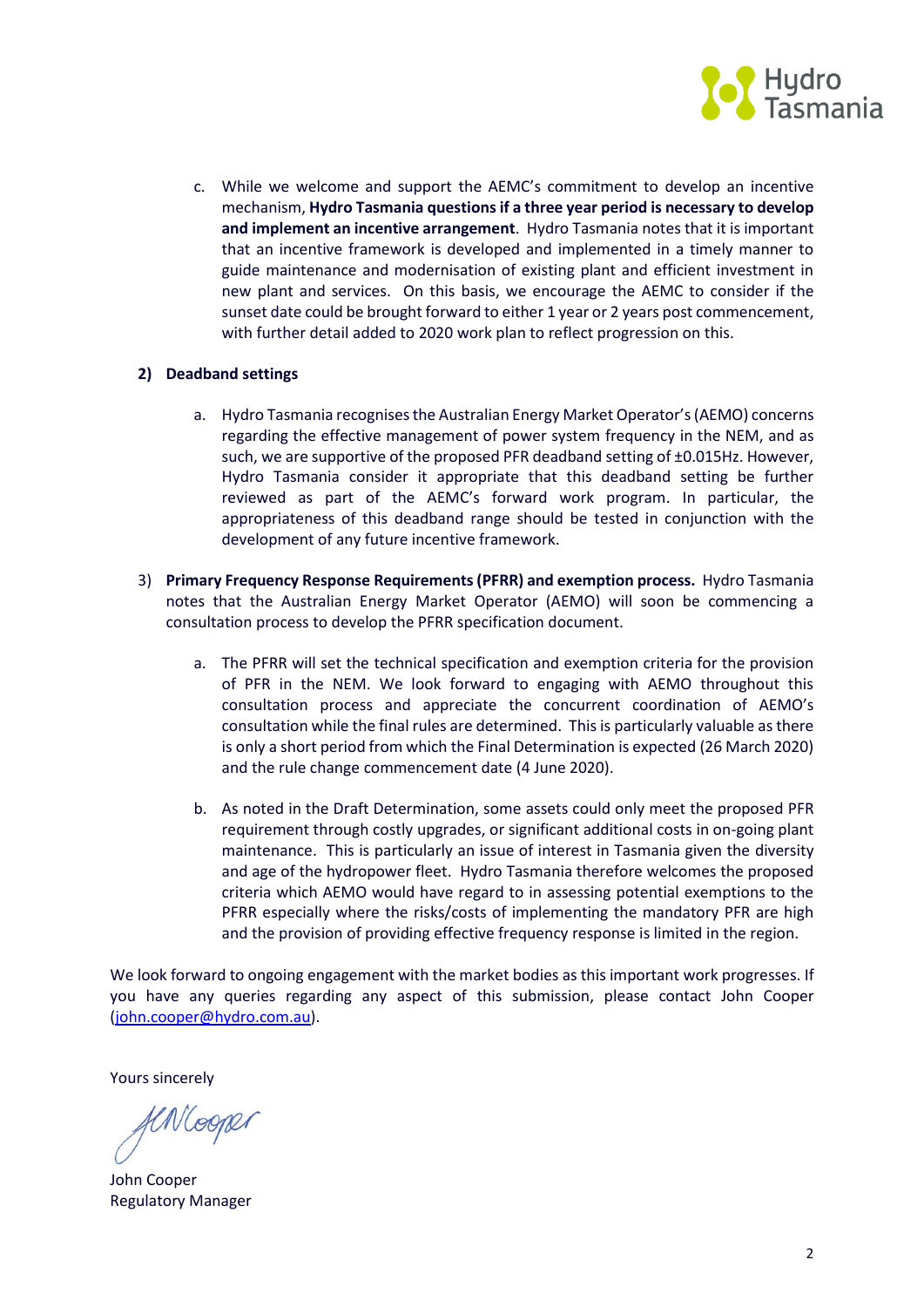c. While we welcome and support the AEMC's commitment to develop an incentive mechanism, **Hydro Tasmania questions if a three year period is necessary to develop and implement an incentive arrangement**. Hydro Tasmania notes that it is important that an incentive framework is developed and implemented in a timely manner to guide maintenance and modernisation of existing plant and efficient investment in new plant and services. On this basis, we encourage the AEMC to consider if the sunset date could be brought forward to either 1 year or 2 years post commencement, with further detail added to 2020 work plan to reflect progression on this.

**2) Deadband settings**

a. Hydro Tasmania recognises the Australian Energy Market Operator's (AEMO) concerns regarding the effective management of power system frequency in the NEM, and as such, we are supportive of the proposed PFR deadband setting of ±0.015Hz. However, Hydro Tasmania consider it appropriate that this deadband setting be further reviewed as part of the AEMC's forward work program. In particular, the appropriateness of this deadband range should be tested in conjunction with the development of any future incentive framework.

3) **Primary Frequency Response Requirements (PFRR) and exemption process.** Hydro Tasmania notes that the Australian Energy Market Operator (AEMO) will soon be commencing a consultation process to develop the PFRR specification document.

a. The PFRR will set the technical specification and exemption criteria for the provision of PFR in the NEM. We look forward to engaging with AEMO throughout this consultation process and appreciate the concurrent coordination of AEMO's consultation while the final rules are determined. This is particularly valuable as there is only a short period from which the Final Determination is expected (26 March 2020) and the rule change commencement date (4 June 2020).

b. As noted in the Draft Determination, some assets could only meet the proposed PFR requirement through costly upgrades, or significant additional costs in on-going plant maintenance. This is particularly an issue of interest in Tasmania given the diversity and age of the hydropower fleet. Hydro Tasmania therefore welcomes the proposed criteria which AEMO would have regard to in assessing potential exemptions to the PFRR especially where the risks/costs of implementing the mandatory PFR are high and the provision of providing effective frequency response is limited in the region.

We look forward to ongoing engagement with the market bodies as this important work progresses. If you have any queries regarding any aspect of this submission, please contact John Cooper (john.cooper@hydro.com.au).

Yours sincerely

John Cooper
Regulatory Manager